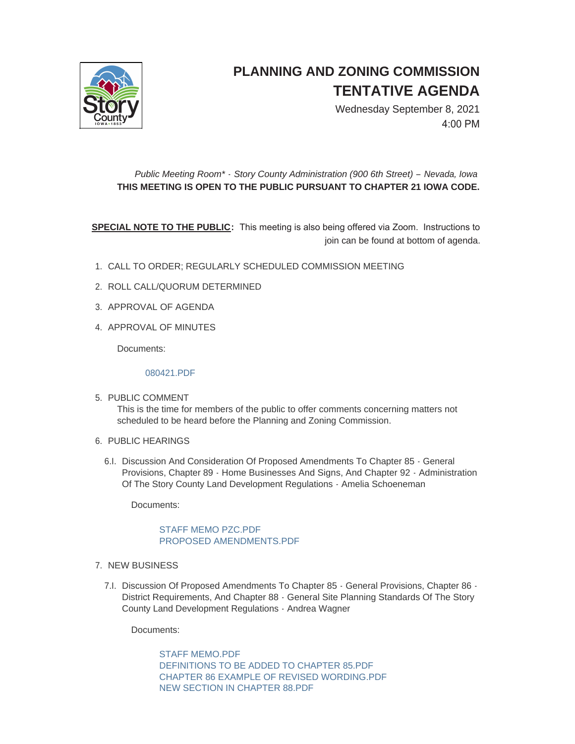# PLANNING AND ZONING COMMISSION TENTATIVE AGENDA

Wednesday September 8, 2021
4:00 PM

*Public Meeting Room\* - Story County Administration (900 6th Street) – Nevada, Iowa*
**THIS MEETING IS OPEN TO THE PUBLIC PURSUANT TO CHAPTER 21 IOWA CODE.**

**SPECIAL NOTE TO THE PUBLIC:** This meeting is also being offered via Zoom. Instructions to join can be found at bottom of agenda.

1. CALL TO ORDER; REGULARLY SCHEDULED COMMISSION MEETING
2. ROLL CALL/QUORUM DETERMINED
3. APPROVAL OF AGENDA
4. APPROVAL OF MINUTES

   Documents:

   080421.PDF

5. PUBLIC COMMENT

   This is the time for members of the public to offer comments concerning matters not scheduled to be heard before the Planning and Zoning Commission.

6. PUBLIC HEARINGS

   6.I. Discussion And Consideration Of Proposed Amendments To Chapter 85 - General Provisions, Chapter 89 - Home Businesses And Signs, And Chapter 92 - Administration Of The Story County Land Development Regulations - Amelia Schoeneman

   Documents:

   STAFF MEMO PZC.PDF
   PROPOSED AMENDMENTS.PDF

7. NEW BUSINESS

   7.I. Discussion Of Proposed Amendments To Chapter 85 - General Provisions, Chapter 86 - District Requirements, And Chapter 88 - General Site Planning Standards Of The Story County Land Development Regulations - Andrea Wagner

   Documents:

   STAFF MEMO.PDF
   DEFINITIONS TO BE ADDED TO CHAPTER 85.PDF
   CHAPTER 86 EXAMPLE OF REVISED WORDING.PDF
   NEW SECTION IN CHAPTER 88.PDF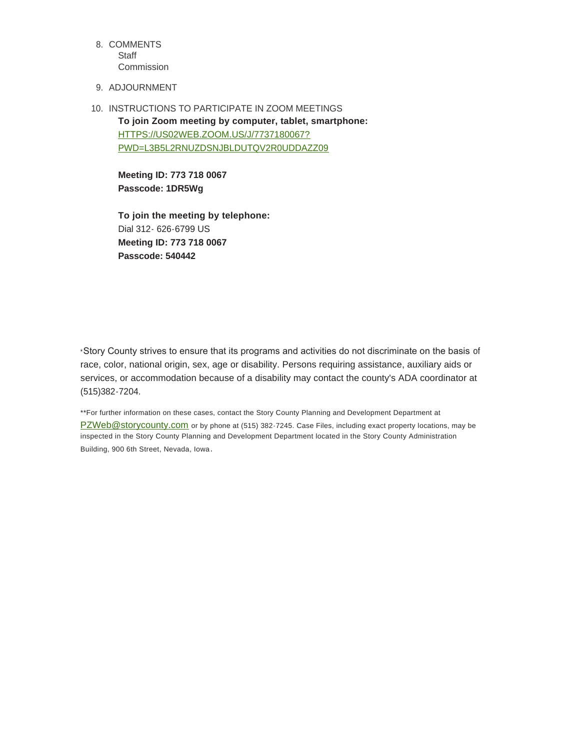8. COMMENTS
   Staff
   Commission

9. ADJOURNMENT

10. INSTRUCTIONS TO PARTICIPATE IN ZOOM MEETINGS

    **To join Zoom meeting by computer, tablet, smartphone:**
    [HTTPS://US02WEB.ZOOM.US/J/7737180067?PWD=L3B5L2RNUZDSNJBLDUTQV2R0UDDAZZ09](HTTPS://US02WEB.ZOOM.US/J/7737180067?PWD=L3B5L2RNUZDSNJBLDUTQV2R0UDDAZZ09)

    **Meeting ID: 773 718 0067**
    **Passcode: 1DR5Wg**

    **To join the meeting by telephone:**
    Dial 312- 626-6799 US
    **Meeting ID: 773 718 0067**
    **Passcode: 540442**

*Story County strives to ensure that its programs and activities do not discriminate on the basis of race, color, national origin, sex, age or disability. Persons requiring assistance, auxiliary aids or services, or accommodation because of a disability may contact the county's ADA coordinator at (515)382-7204.

**For further information on these cases, contact the Story County Planning and Development Department at PZWeb@storycounty.com or by phone at (515) 382-7245. Case Files, including exact property locations, may be inspected in the Story County Planning and Development Department located in the Story County Administration Building, 900 6th Street, Nevada, Iowa.